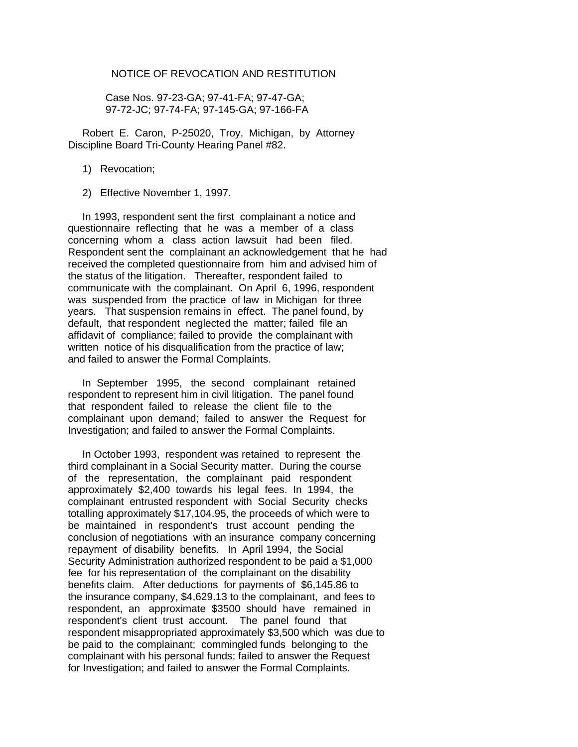# NOTICE OF REVOCATION AND RESTITUTION

Case Nos. 97-23-GA; 97-41-FA; 97-47-GA;
97-72-JC; 97-74-FA; 97-145-GA; 97-166-FA

Robert E. Caron, P-25020, Troy, Michigan, by Attorney Discipline Board Tri-County Hearing Panel #82.

1) Revocation;

2) Effective November 1, 1997.

In 1993, respondent sent the first complainant a notice and questionnaire reflecting that he was a member of a class concerning whom a class action lawsuit had been filed. Respondent sent the complainant an acknowledgement that he had received the completed questionnaire from him and advised him of the status of the litigation. Thereafter, respondent failed to communicate with the complainant. On April 6, 1996, respondent was suspended from the practice of law in Michigan for three years. That suspension remains in effect. The panel found, by default, that respondent neglected the matter; failed file an affidavit of compliance; failed to provide the complainant with written notice of his disqualification from the practice of law; and failed to answer the Formal Complaints.

In September 1995, the second complainant retained respondent to represent him in civil litigation. The panel found that respondent failed to release the client file to the complainant upon demand; failed to answer the Request for Investigation; and failed to answer the Formal Complaints.

In October 1993, respondent was retained to represent the third complainant in a Social Security matter. During the course of the representation, the complainant paid respondent approximately $2,400 towards his legal fees. In 1994, the complainant entrusted respondent with Social Security checks totalling approximately $17,104.95, the proceeds of which were to be maintained in respondent's trust account pending the conclusion of negotiations with an insurance company concerning repayment of disability benefits. In April 1994, the Social Security Administration authorized respondent to be paid a $1,000 fee for his representation of the complainant on the disability benefits claim. After deductions for payments of $6,145.86 to the insurance company, $4,629.13 to the complainant, and fees to respondent, an approximate $3500 should have remained in respondent's client trust account. The panel found that respondent misappropriated approximately $3,500 which was due to be paid to the complainant; commingled funds belonging to the complainant with his personal funds; failed to answer the Request for Investigation; and failed to answer the Formal Complaints.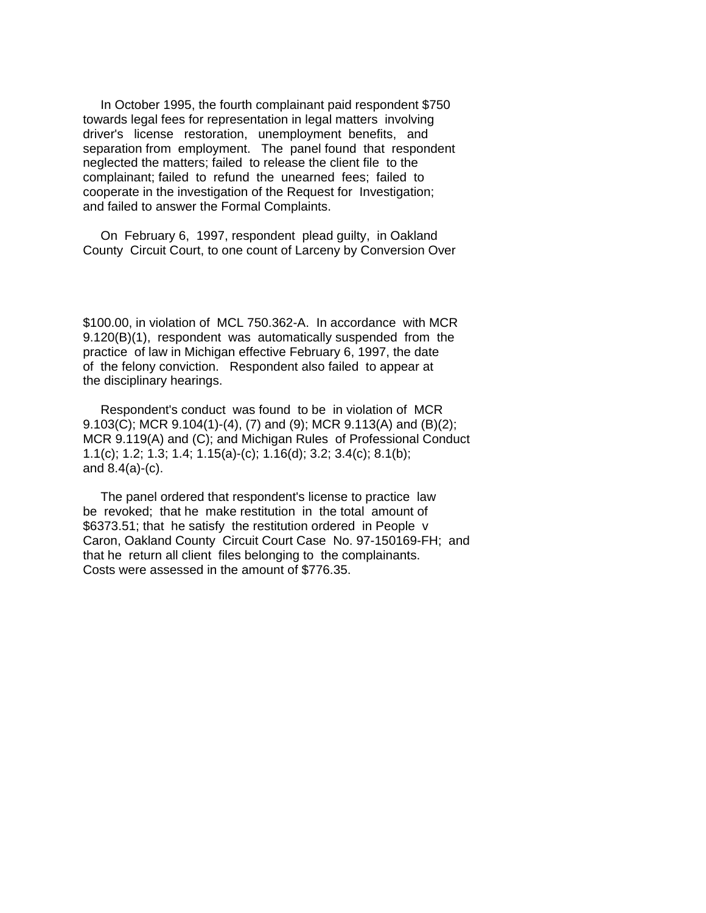In October 1995, the fourth complainant paid respondent $750 towards legal fees for representation in legal matters involving driver's license restoration, unemployment benefits, and separation from employment. The panel found that respondent neglected the matters; failed to release the client file to the complainant; failed to refund the unearned fees; failed to cooperate in the investigation of the Request for Investigation; and failed to answer the Formal Complaints.

On February 6, 1997, respondent plead guilty, in Oakland County Circuit Court, to one count of Larceny by Conversion Over $100.00, in violation of MCL 750.362-A. In accordance with MCR 9.120(B)(1), respondent was automatically suspended from the practice of law in Michigan effective February 6, 1997, the date of the felony conviction. Respondent also failed to appear at the disciplinary hearings.

Respondent's conduct was found to be in violation of MCR 9.103(C); MCR 9.104(1)-(4), (7) and (9); MCR 9.113(A) and (B)(2); MCR 9.119(A) and (C); and Michigan Rules of Professional Conduct 1.1(c); 1.2; 1.3; 1.4; 1.15(a)-(c); 1.16(d); 3.2; 3.4(c); 8.1(b); and 8.4(a)-(c).

The panel ordered that respondent's license to practice law be revoked; that he make restitution in the total amount of $6373.51; that he satisfy the restitution ordered in People v Caron, Oakland County Circuit Court Case No. 97-150169-FH; and that he return all client files belonging to the complainants. Costs were assessed in the amount of $776.35.